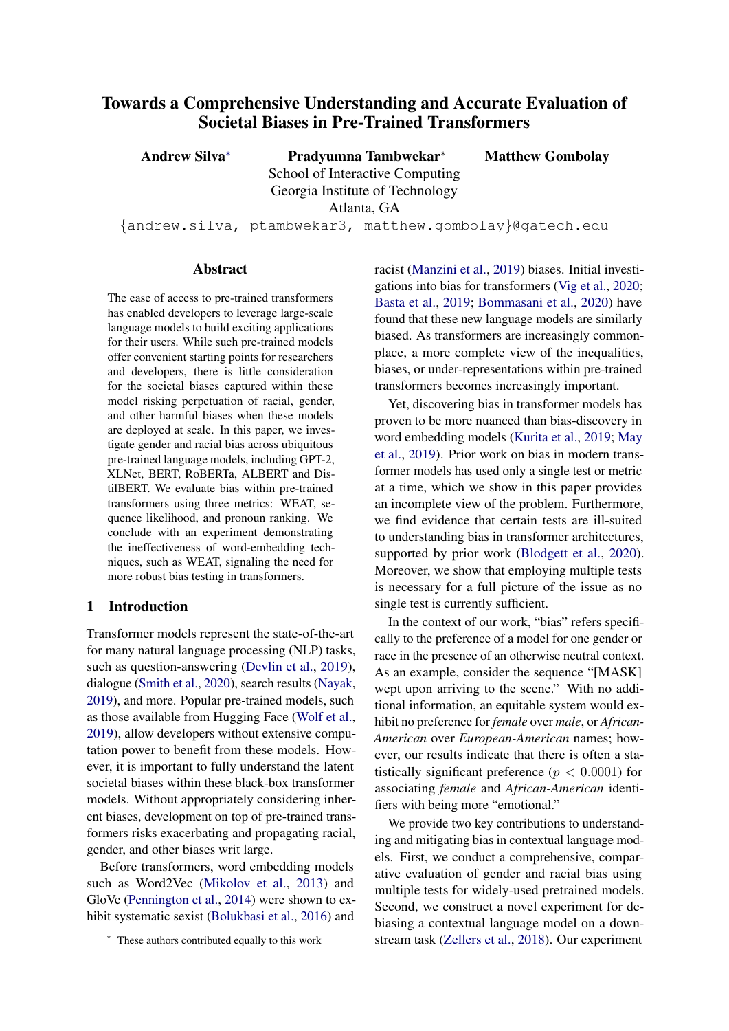# Towards a Comprehensive Understanding and Accurate Evaluation of Societal Biases in Pre-Trained Transformers

**Andrew Silva**[*] **Pradyumna Tambwekar**[*] **Matthew Gombolay**

School of Interactive Computing
Georgia Institute of Technology
Atlanta, GA

{andrew.silva, ptambwekar3, matthew.gombolay}@gatech.edu

## Abstract

The ease of access to pre-trained transformers has enabled developers to leverage large-scale language models to build exciting applications for their users. While such pre-trained models offer convenient starting points for researchers and developers, there is little consideration for the societal biases captured within these model risking perpetuation of racial, gender, and other harmful biases when these models are deployed at scale. In this paper, we investigate gender and racial bias across ubiquitous pre-trained language models, including GPT-2, XLNet, BERT, RoBERTa, ALBERT and DistilBERT. We evaluate bias within pre-trained transformers using three metrics: WEAT, sequence likelihood, and pronoun ranking. We conclude with an experiment demonstrating the ineffectiveness of word-embedding techniques, such as WEAT, signaling the need for more robust bias testing in transformers.

## 1 Introduction

Transformer models represent the state-of-the-art for many natural language processing (NLP) tasks, such as question-answering (Devlin et al., 2019), dialogue (Smith et al., 2020), search results (Nayak, 2019), and more. Popular pre-trained models, such as those available from Hugging Face (Wolf et al., 2019), allow developers without extensive computation power to benefit from these models. However, it is important to fully understand the latent societal biases within these black-box transformer models. Without appropriately considering inherent biases, development on top of pre-trained transformers risks exacerbating and propagating racial, gender, and other biases writ large.

Before transformers, word embedding models such as Word2Vec (Mikolov et al., 2013) and GloVe (Pennington et al., 2014) were shown to exhibit systematic sexist (Bolukbasi et al., 2016) and racist (Manzini et al., 2019) biases. Initial investigations into bias for transformers (Vig et al., 2020; Basta et al., 2019; Bommasani et al., 2020) have found that these new language models are similarly biased. As transformers are increasingly commonplace, a more complete view of the inequalities, biases, or under-representations within pre-trained transformers becomes increasingly important.

Yet, discovering bias in transformer models has proven to be more nuanced than bias-discovery in word embedding models (Kurita et al., 2019; May et al., 2019). Prior work on bias in modern transformer models has used only a single test or metric at a time, which we show in this paper provides an incomplete view of the problem. Furthermore, we find evidence that certain tests are ill-suited to understanding bias in transformer architectures, supported by prior work (Blodgett et al., 2020). Moreover, we show that employing multiple tests is necessary for a full picture of the issue as no single test is currently sufficient.

In the context of our work, "bias" refers specifically to the preference of a model for one gender or race in the presence of an otherwise neutral context. As an example, consider the sequence "[MASK] wept upon arriving to the scene." With no additional information, an equitable system would exhibit no preference for *female* over *male*, or *African-American* over *European-American* names; however, our results indicate that there is often a statistically significant preference ($p < 0.0001$) for associating *female* and *African-American* identifiers with being more "emotional."

We provide two key contributions to understanding and mitigating bias in contextual language models. First, we conduct a comprehensive, comparative evaluation of gender and racial bias using multiple tests for widely-used pretrained models. Second, we construct a novel experiment for debiasing a contextual language model on a downstream task (Zellers et al., 2018). Our experiment

[*] These authors contributed equally to this work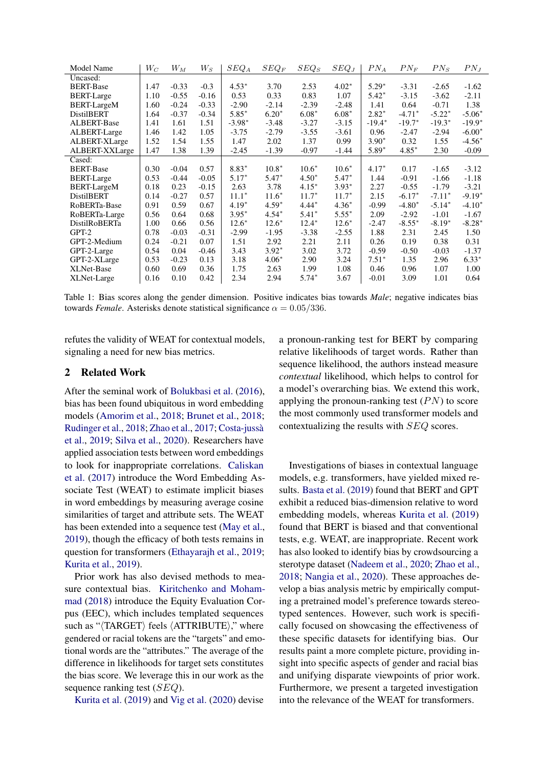| Model Name | $W_C$ | $W_M$ | $W_S$ | $SEQ_A$ | $SEQ_F$ | $SEQ_S$ | $SEQ_J$ | $PN_A$ | $PN_F$ | $PN_S$ | $PN_J$ |
|---|---|---|---|---|---|---|---|---|---|---|---|
| Uncased: | | | | | | | | | | | |
| BERT-Base | 1.47 | -0.33 | -0.3 | 4.53* | 3.70 | 2.53 | 4.02* | 5.29* | -3.31 | -2.65 | -1.62 |
| BERT-Large | 1.10 | -0.55 | -0.16 | 0.53 | 0.33 | 0.83 | 1.07 | 5.42* | -3.15 | -3.62 | -2.11 |
| BERT-LargeM | 1.60 | -0.24 | -0.33 | -2.90 | -2.14 | -2.39 | -2.48 | 1.41 | 0.64 | -0.71 | 1.38 |
| DistilBERT | 1.64 | -0.37 | -0.34 | 5.85* | 6.20* | 6.08* | 6.08* | 2.82* | -4.71* | -5.22* | -5.06* |
| ALBERT-Base | 1.41 | 1.61 | 1.51 | -3.98* | -3.48 | -3.27 | -3.15 | -19.4* | -19.7* | -19.3* | -19.9* |
| ALBERT-Large | 1.46 | 1.42 | 1.05 | -3.75 | -2.79 | -3.55 | -3.61 | 0.96 | -2.47 | -2.94 | -6.00* |
| ALBERT-XLarge | 1.52 | 1.54 | 1.55 | 1.47 | 2.02 | 1.37 | 0.99 | 3.90* | 0.32 | 1.55 | -4.56* |
| ALBERT-XXLarge | 1.47 | 1.38 | 1.39 | -2.45 | -1.39 | -0.97 | -1.44 | 5.89* | 4.85* | 2.30 | -0.09 |
| Cased: | | | | | | | | | | | |
| BERT-Base | 0.30 | -0.04 | 0.57 | 8.83* | 10.8* | 10.6* | 10.6* | 4.17* | 0.17 | -1.65 | -3.12 |
| BERT-Large | 0.53 | -0.44 | -0.05 | 5.17* | 5.47* | 4.50* | 5.47* | 1.44 | -0.91 | -1.66 | -1.18 |
| BERT-LargeM | 0.18 | 0.23 | -0.15 | 2.63 | 3.78 | 4.15* | 3.93* | 2.27 | -0.55 | -1.79 | -3.21 |
| DistilBERT | 0.14 | -0.27 | 0.57 | 11.1* | 11.6* | 11.7* | 11.7* | 2.15 | -6.17* | -7.11* | -9.19* |
| RoBERTa-Base | 0.91 | 0.59 | 0.67 | 4.19* | 4.59* | 4.44* | 4.36* | -0.99 | -4.80* | -5.14* | -4.10* |
| RoBERTa-Large | 0.56 | 0.64 | 0.68 | 3.95* | 4.54* | 5.41* | 5.55* | 2.09 | -2.92 | -1.01 | -1.67 |
| DistilRoBERTa | 1.00 | 0.66 | 0.56 | 12.6* | 12.6* | 12.4* | 12.6* | -2.47 | -8.55* | -8.19* | -8.28* |
| GPT-2 | 0.78 | -0.03 | -0.31 | -2.99 | -1.95 | -3.38 | -2.55 | 1.88 | 2.31 | 2.45 | 1.50 |
| GPT-2-Medium | 0.24 | -0.21 | 0.07 | 1.51 | 2.92 | 2.21 | 2.11 | 0.26 | 0.19 | 0.38 | 0.31 |
| GPT-2-Large | 0.54 | 0.04 | -0.46 | 3.43 | 3.92* | 3.02 | 3.72 | -0.59 | -0.50 | -0.03 | -1.37 |
| GPT-2-XLarge | 0.53 | -0.23 | 0.13 | 3.18 | 4.06* | 2.90 | 3.24 | 7.51* | 1.35 | 2.96 | 6.33* |
| XLNet-Base | 0.60 | 0.69 | 0.36 | 1.75 | 2.63 | 1.99 | 1.08 | 0.46 | 0.96 | 1.07 | 1.00 |
| XLNet-Large | 0.16 | 0.10 | 0.42 | 2.34 | 2.94 | 5.74* | 3.67 | -0.01 | 3.09 | 1.01 | 0.64 |

Table 1: Bias scores along the gender dimension. Positive indicates bias towards *Male*; negative indicates bias towards *Female*. Asterisks denote statistical significance $\alpha = 0.05/336$.

refutes the validity of WEAT for contextual models, signaling a need for new bias metrics.

## 2 Related Work

After the seminal work of Bolukbasi et al. (2016), bias has been found ubiquitous in word embedding models (Amorim et al., 2018; Brunet et al., 2018; Rudinger et al., 2018; Zhao et al., 2017; Costa-jussà et al., 2019; Silva et al., 2020). Researchers have applied association tests between word embeddings to look for inappropriate correlations. Caliskan et al. (2017) introduce the Word Embedding Associate Test (WEAT) to estimate implicit biases in word embeddings by measuring average cosine similarities of target and attribute sets. The WEAT has been extended into a sequence test (May et al., 2019), though the efficacy of both tests remains in question for transformers (Ethayarajh et al., 2019; Kurita et al., 2019).

Prior work has also devised methods to measure contextual bias. Kiritchenko and Mohammad (2018) introduce the Equity Evaluation Corpus (EEC), which includes templated sequences such as "⟨TARGET⟩ feels ⟨ATTRIBUTE⟩," where gendered or racial tokens are the "targets" and emotional words are the "attributes." The average of the difference in likelihoods for target sets constitutes the bias score. We leverage this in our work as the sequence ranking test ($SEQ$).

Kurita et al. (2019) and Vig et al. (2020) devise a pronoun-ranking test for BERT by comparing relative likelihoods of target words. Rather than sequence likelihood, the authors instead measure *contextual* likelihood, which helps to control for a model's overarching bias. We extend this work, applying the pronoun-ranking test ($PN$) to score the most commonly used transformer models and contextualizing the results with $SEQ$ scores.

Investigations of biases in contextual language models, e.g. transformers, have yielded mixed results. Basta et al. (2019) found that BERT and GPT exhibit a reduced bias-dimension relative to word embedding models, whereas Kurita et al. (2019) found that BERT is biased and that conventional tests, e.g. WEAT, are inappropriate. Recent work has also looked to identify bias by crowdsourcing a sterotype dataset (Nadeem et al., 2020; Zhao et al., 2018; Nangia et al., 2020). These approaches develop a bias analysis metric by empirically computing a pretrained model's preference towards stereotyped sentences. However, such work is specifically focused on showcasing the effectiveness of these specific datasets for identifying bias. Our results paint a more complete picture, providing insight into specific aspects of gender and racial bias and unifying disparate viewpoints of prior work. Furthermore, we present a targeted investigation into the relevance of the WEAT for transformers.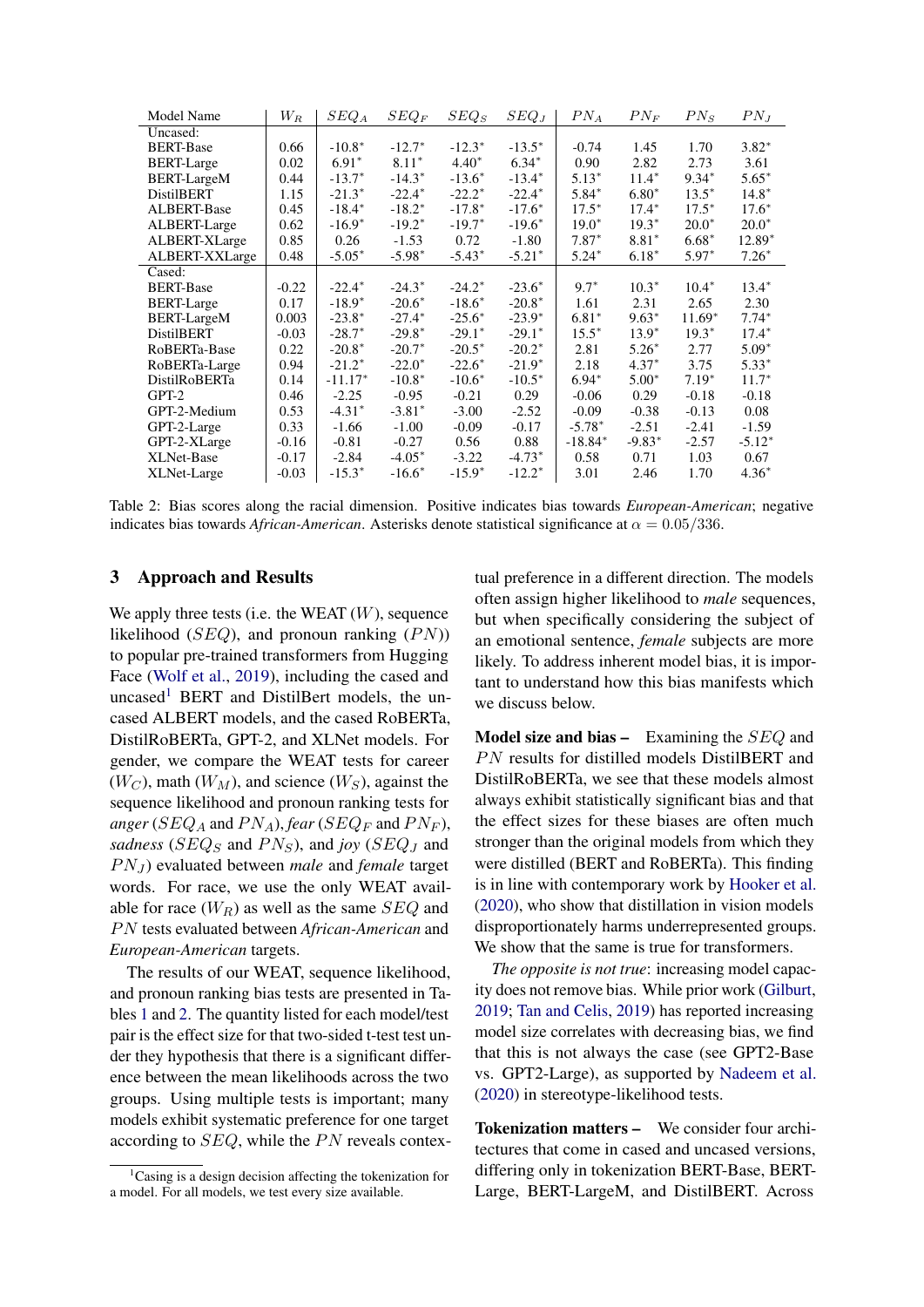| Model Name | $W_R$ | $SEQ_A$ | $SEQ_F$ | $SEQ_S$ | $SEQ_J$ | $PN_A$ | $PN_F$ | $PN_S$ | $PN_J$ |
|---|---|---|---|---|---|---|---|---|---|
| Uncased: | | | | | | | | | |
| BERT-Base | 0.66 | -10.8* | -12.7* | -12.3* | -13.5* | -0.74 | 1.45 | 1.70 | 3.82* |
| BERT-Large | 0.02 | 6.91* | 8.11* | 4.40* | 6.34* | 0.90 | 2.82 | 2.73 | 3.61 |
| BERT-LargeM | 0.44 | -13.7* | -14.3* | -13.6* | -13.4* | 5.13* | 11.4* | 9.34* | 5.65* |
| DistilBERT | 1.15 | -21.3* | -22.4* | -22.2* | -22.4* | 5.84* | 6.80* | 13.5* | 14.8* |
| ALBERT-Base | 0.45 | -18.4* | -18.2* | -17.8* | -17.6* | 17.5* | 17.4* | 17.5* | 17.6* |
| ALBERT-Large | 0.62 | -16.9* | -19.2* | -19.7* | -19.6* | 19.0* | 19.3* | 20.0* | 20.0* |
| ALBERT-XLarge | 0.85 | 0.26 | -1.53 | 0.72 | -1.80 | 7.87* | 8.81* | 6.68* | 12.89* |
| ALBERT-XXLarge | 0.48 | -5.05* | -5.98* | -5.43* | -5.21* | 5.24* | 6.18* | 5.97* | 7.26* |
| Cased: | | | | | | | | | |
| BERT-Base | -0.22 | -22.4* | -24.3* | -24.2* | -23.6* | 9.7* | 10.3* | 10.4* | 13.4* |
| BERT-Large | 0.17 | -18.9* | -20.6* | -18.6* | -20.8* | 1.61 | 2.31 | 2.65 | 2.30 |
| BERT-LargeM | 0.003 | -23.8* | -27.4* | -25.6* | -23.9* | 6.81* | 9.63* | 11.69* | 7.74* |
| DistilBERT | -0.03 | -28.7* | -29.8* | -29.1* | -29.1* | 15.5* | 13.9* | 19.3* | 17.4* |
| RoBERTa-Base | 0.22 | -20.8* | -20.7* | -20.5* | -20.2* | 2.81 | 5.26* | 2.77 | 5.09* |
| RoBERTa-Large | 0.94 | -21.2* | -22.0* | -22.6* | -21.9* | 2.18 | 4.37* | 3.75 | 5.33* |
| DistilRoBERTa | 0.14 | -11.17* | -10.8* | -10.6* | -10.5* | 6.94* | 5.00* | 7.19* | 11.7* |
| GPT-2 | 0.46 | -2.25 | -0.95 | -0.21 | 0.29 | -0.06 | 0.29 | -0.18 | -0.18 |
| GPT-2-Medium | 0.53 | -4.31* | -3.81* | -3.00 | -2.52 | -0.09 | -0.38 | -0.13 | 0.08 |
| GPT-2-Large | 0.33 | -1.66 | -1.00 | -0.09 | -0.17 | -5.78* | -2.51 | -2.41 | -1.59 |
| GPT-2-XLarge | -0.16 | -0.81 | -0.27 | 0.56 | 0.88 | -18.84* | -9.83* | -2.57 | -5.12* |
| XLNet-Base | -0.17 | -2.84 | -4.05* | -3.22 | -4.73* | 0.58 | 0.71 | 1.03 | 0.67 |
| XLNet-Large | -0.03 | -15.3* | -16.6* | -15.9* | -12.2* | 3.01 | 2.46 | 1.70 | 4.36* |

Table 2: Bias scores along the racial dimension. Positive indicates bias towards *European-American*; negative indicates bias towards *African-American*. Asterisks denote statistical significance at $\alpha = 0.05/336$.

## 3 Approach and Results

We apply three tests (i.e. the WEAT ($W$), sequence likelihood ($SEQ$), and pronoun ranking ($PN$)) to popular pre-trained transformers from Hugging Face (Wolf et al., 2019), including the cased and uncased[1] BERT and DistilBert models, the uncased ALBERT models, and the cased RoBERTa, DistilRoBERTa, GPT-2, and XLNet models. For gender, we compare the WEAT tests for career ($W_C$), math ($W_M$), and science ($W_S$), against the sequence likelihood and pronoun ranking tests for *anger* ($SEQ_A$ and $PN_A$), *fear* ($SEQ_F$ and $PN_F$), *sadness* ($SEQ_S$ and $PN_S$), and *joy* ($SEQ_J$ and $PN_J$) evaluated between *male* and *female* target words. For race, we use the only WEAT available for race ($W_R$) as well as the same $SEQ$ and $PN$ tests evaluated between *African-American* and *European-American* targets.

The results of our WEAT, sequence likelihood, and pronoun ranking bias tests are presented in Tables 1 and 2. The quantity listed for each model/test pair is the effect size for that two-sided t-test test under they hypothesis that there is a significant difference between the mean likelihoods across the two groups. Using multiple tests is important; many models exhibit systematic preference for one target according to $SEQ$, while the $PN$ reveals contextual preference in a different direction. The models often assign higher likelihood to *male* sequences, but when specifically considering the subject of an emotional sentence, *female* subjects are more likely. To address inherent model bias, it is important to understand how this bias manifests which we discuss below.

**Model size and bias –** Examining the $SEQ$ and $PN$ results for distilled models DistilBERT and DistilRoBERTa, we see that these models almost always exhibit statistically significant bias and that the effect sizes for these biases are often much stronger than the original models from which they were distilled (BERT and RoBERTa). This finding is in line with contemporary work by Hooker et al. (2020), who show that distillation in vision models disproportionately harms underrepresented groups. We show that the same is true for transformers.

*The opposite is not true*: increasing model capacity does not remove bias. While prior work (Gilburt, 2019; Tan and Celis, 2019) has reported increasing model size correlates with decreasing bias, we find that this is not always the case (see GPT2-Base vs. GPT2-Large), as supported by Nadeem et al. (2020) in stereotype-likelihood tests.

**Tokenization matters –** We consider four architectures that come in cased and uncased versions, differing only in tokenization BERT-Base, BERT-Large, BERT-LargeM, and DistilBERT. Across

[1] Casing is a design decision affecting the tokenization for a model. For all models, we test every size available.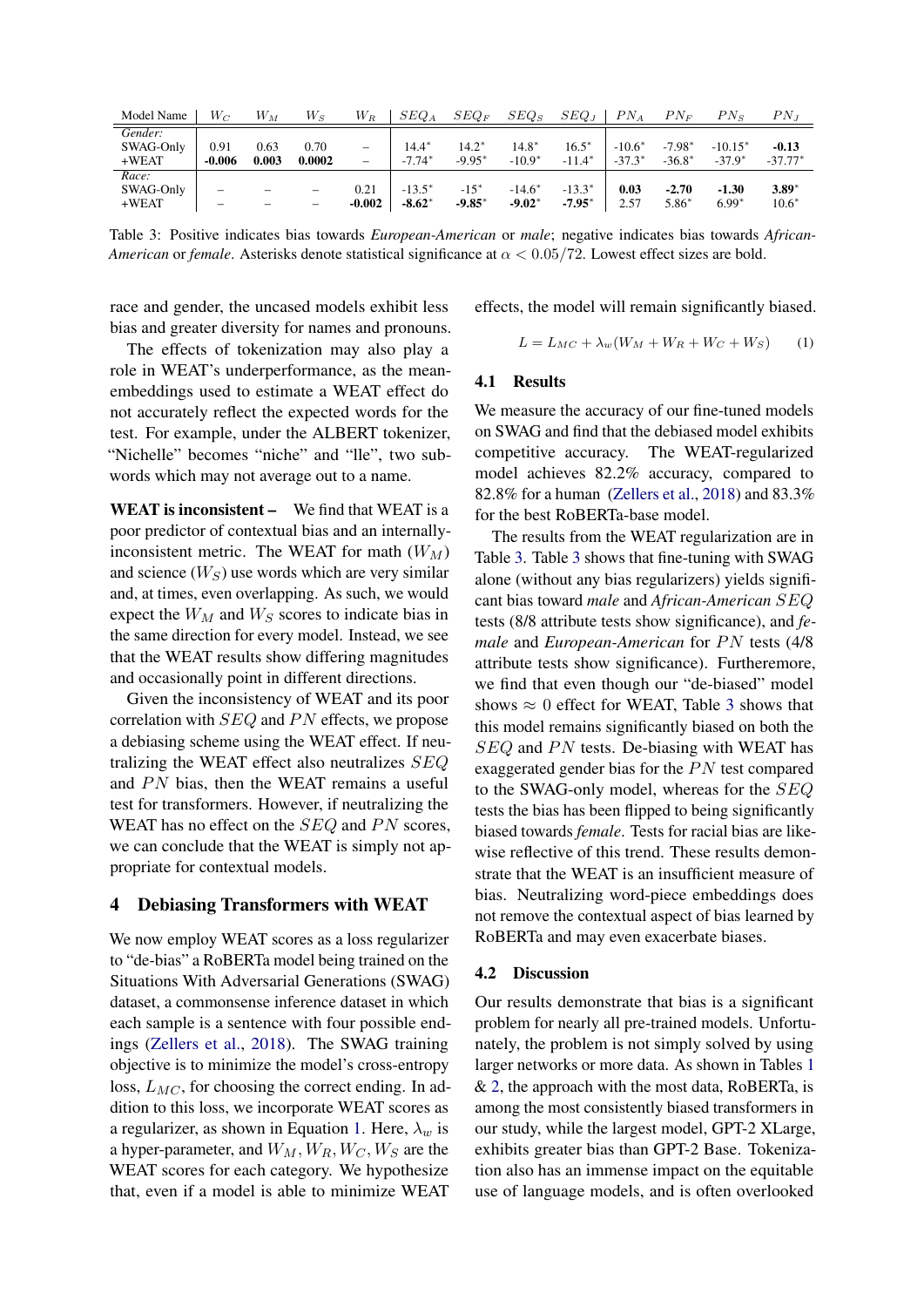| Model Name | $W_C$ | $W_M$ | $W_S$ | $W_R$ | $SEQ_A$ | $SEQ_F$ | $SEQ_S$ | $SEQ_J$ | $PN_A$ | $PN_F$ | $PN_S$ | $PN_J$ |
|---|---|---|---|---|---|---|---|---|---|---|---|---|
| *Gender:* | | | | | | | | | | | | |
| SWAG-Only | 0.91 | 0.63 | 0.70 | – | 14.4* | 14.2* | 14.8* | 16.5* | -10.6* | -7.98* | -10.15* | **-0.13** |
| +WEAT | **-0.006** | **0.003** | **0.0002** | – | -7.74* | -9.95* | -10.9* | -11.4* | -37.3* | -36.8* | -37.9* | -37.77* |
| *Race:* | | | | | | | | | | | | |
| SWAG-Only | – | – | – | 0.21 | -13.5* | -15* | -14.6* | -13.3* | **0.03** | **-2.70** | **-1.30** | **3.89*** |
| +WEAT | – | – | – | **-0.002** | **-8.62*** | **-9.85*** | **-9.02*** | **-7.95*** | 2.57 | 5.86* | 6.99* | 10.6* |

Table 3: Positive indicates bias towards *European-American* or *male*; negative indicates bias towards *African-American* or *female*. Asterisks denote statistical significance at $\alpha < 0.05/72$. Lowest effect sizes are bold.

race and gender, the uncased models exhibit less bias and greater diversity for names and pronouns.

The effects of tokenization may also play a role in WEAT's underperformance, as the mean-embeddings used to estimate a WEAT effect do not accurately reflect the expected words for the test. For example, under the ALBERT tokenizer, "Nichelle" becomes "niche" and "lle", two sub-words which may not average out to a name.

**WEAT is inconsistent –** We find that WEAT is a poor predictor of contextual bias and an internally-inconsistent metric. The WEAT for math ($W_M$) and science ($W_S$) use words which are very similar and, at times, even overlapping. As such, we would expect the $W_M$ and $W_S$ scores to indicate bias in the same direction for every model. Instead, we see that the WEAT results show differing magnitudes and occasionally point in different directions.

Given the inconsistency of WEAT and its poor correlation with $SEQ$ and $PN$ effects, we propose a debiasing scheme using the WEAT effect. If neutralizing the WEAT effect also neutralizes $SEQ$ and $PN$ bias, then the WEAT remains a useful test for transformers. However, if neutralizing the WEAT has no effect on the $SEQ$ and $PN$ scores, we can conclude that the WEAT is simply not appropriate for contextual models.

## 4 Debiasing Transformers with WEAT

We now employ WEAT scores as a loss regularizer to "de-bias" a RoBERTa model being trained on the Situations With Adversarial Generations (SWAG) dataset, a commonsense inference dataset in which each sample is a sentence with four possible endings (Zellers et al., 2018). The SWAG training objective is to minimize the model's cross-entropy loss, $L_{MC}$, for choosing the correct ending. In addition to this loss, we incorporate WEAT scores as a regularizer, as shown in Equation 1. Here, $\lambda_w$ is a hyper-parameter, and $W_M, W_R, W_C, W_S$ are the WEAT scores for each category. We hypothesize that, even if a model is able to minimize WEAT effects, the model will remain significantly biased.

$$L = L_{MC} + \lambda_w(W_M + W_R + W_C + W_S) \qquad (1)$$

### 4.1 Results

We measure the accuracy of our fine-tuned models on SWAG and find that the debiased model exhibits competitive accuracy. The WEAT-regularized model achieves 82.2% accuracy, compared to 82.8% for a human (Zellers et al., 2018) and 83.3% for the best RoBERTa-base model.

The results from the WEAT regularization are in Table 3. Table 3 shows that fine-tuning with SWAG alone (without any bias regularizers) yields significant bias toward *male* and *African-American* $SEQ$ tests (8/8 attribute tests show significance), and *female* and *European-American* for $PN$ tests (4/8 attribute tests show significance). Furthermore, we find that even though our "de-biased" model shows $\approx 0$ effect for WEAT, Table 3 shows that this model remains significantly biased on both the $SEQ$ and $PN$ tests. De-biasing with WEAT has exaggerated gender bias for the $PN$ test compared to the SWAG-only model, whereas for the $SEQ$ tests the bias has been flipped to being significantly biased towards *female*. Tests for racial bias are likewise reflective of this trend. These results demonstrate that the WEAT is an insufficient measure of bias. Neutralizing word-piece embeddings does not remove the contextual aspect of bias learned by RoBERTa and may even exacerbate biases.

### 4.2 Discussion

Our results demonstrate that bias is a significant problem for nearly all pre-trained models. Unfortunately, the problem is not simply solved by using larger networks or more data. As shown in Tables 1 & 2, the approach with the most data, RoBERTa, is among the most consistently biased transformers in our study, while the largest model, GPT-2 XLarge, exhibits greater bias than GPT-2 Base. Tokenization also has an immense impact on the equitable use of language models, and is often overlooked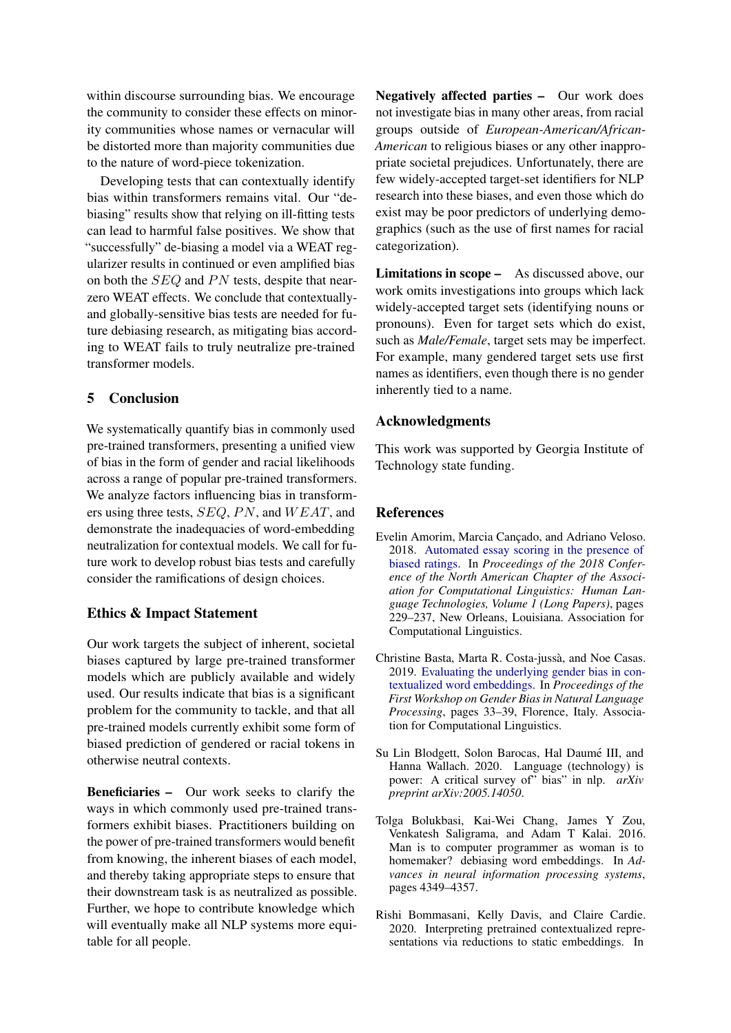within discourse surrounding bias. We encourage the community to consider these effects on minority communities whose names or vernacular will be distorted more than majority communities due to the nature of word-piece tokenization.

Developing tests that can contextually identify bias within transformers remains vital. Our "de-biasing" results show that relying on ill-fitting tests can lead to harmful false positives. We show that "successfully" de-biasing a model via a WEAT regularizer results in continued or even amplified bias on both the $SEQ$ and $PN$ tests, despite that near-zero WEAT effects. We conclude that contextually- and globally-sensitive bias tests are needed for future debiasing research, as mitigating bias according to WEAT fails to truly neutralize pre-trained transformer models.

## 5 Conclusion

We systematically quantify bias in commonly used pre-trained transformers, presenting a unified view of bias in the form of gender and racial likelihoods across a range of popular pre-trained transformers. We analyze factors influencing bias in transformers using three tests, $SEQ$, $PN$, and $WEAT$, and demonstrate the inadequacies of word-embedding neutralization for contextual models. We call for future work to develop robust bias tests and carefully consider the ramifications of design choices.

## Ethics & Impact Statement

Our work targets the subject of inherent, societal biases captured by large pre-trained transformer models which are publicly available and widely used. Our results indicate that bias is a significant problem for the community to tackle, and that all pre-trained models currently exhibit some form of biased prediction of gendered or racial tokens in otherwise neutral contexts.

**Beneficiaries –** Our work seeks to clarify the ways in which commonly used pre-trained transformers exhibit biases. Practitioners building on the power of pre-trained transformers would benefit from knowing, the inherent biases of each model, and thereby taking appropriate steps to ensure that their downstream task is as neutralized as possible. Further, we hope to contribute knowledge which will eventually make all NLP systems more equitable for all people.

**Negatively affected parties –** Our work does not investigate bias in many other areas, from racial groups outside of *European-American/African-American* to religious biases or any other inappropriate societal prejudices. Unfortunately, there are few widely-accepted target-set identifiers for NLP research into these biases, and even those which do exist may be poor predictors of underlying demographics (such as the use of first names for racial categorization).

**Limitations in scope –** As discussed above, our work omits investigations into groups which lack widely-accepted target sets (identifying nouns or pronouns). Even for target sets which do exist, such as *Male/Female*, target sets may be imperfect. For example, many gendered target sets use first names as identifiers, even though there is no gender inherently tied to a name.

## Acknowledgments

This work was supported by Georgia Institute of Technology state funding.

## References

Evelin Amorim, Marcia Cançado, and Adriano Veloso. 2018. Automated essay scoring in the presence of biased ratings. In *Proceedings of the 2018 Conference of the North American Chapter of the Association for Computational Linguistics: Human Language Technologies, Volume 1 (Long Papers)*, pages 229–237, New Orleans, Louisiana. Association for Computational Linguistics.

Christine Basta, Marta R. Costa-jussà, and Noe Casas. 2019. Evaluating the underlying gender bias in contextualized word embeddings. In *Proceedings of the First Workshop on Gender Bias in Natural Language Processing*, pages 33–39, Florence, Italy. Association for Computational Linguistics.

Su Lin Blodgett, Solon Barocas, Hal Daumé III, and Hanna Wallach. 2020. Language (technology) is power: A critical survey of" bias" in nlp. *arXiv preprint arXiv:2005.14050*.

Tolga Bolukbasi, Kai-Wei Chang, James Y Zou, Venkatesh Saligrama, and Adam T Kalai. 2016. Man is to computer programmer as woman is to homemaker? debiasing word embeddings. In *Advances in neural information processing systems*, pages 4349–4357.

Rishi Bommasani, Kelly Davis, and Claire Cardie. 2020. Interpreting pretrained contextualized representations via reductions to static embeddings. In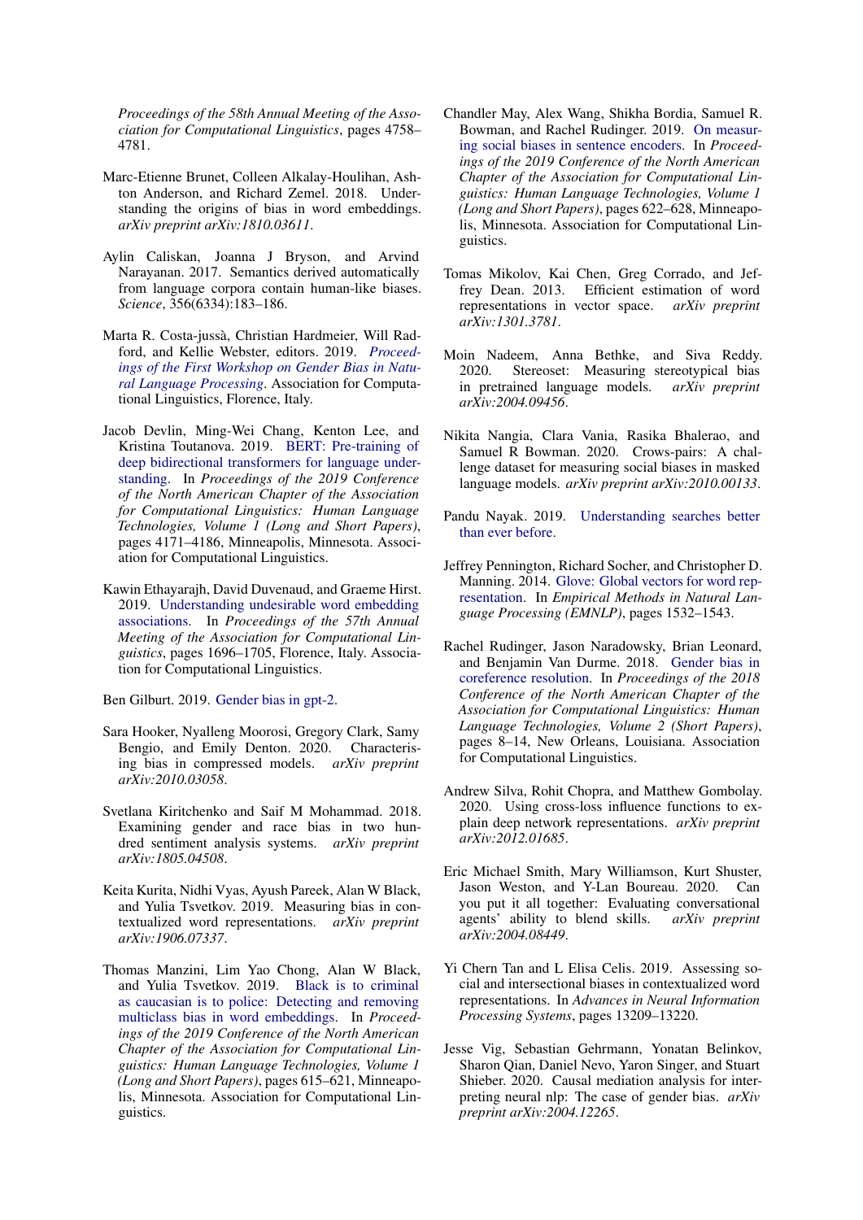*Proceedings of the 58th Annual Meeting of the Association for Computational Linguistics*, pages 4758–4781.

Marc-Etienne Brunet, Colleen Alkalay-Houlihan, Ashton Anderson, and Richard Zemel. 2018. Understanding the origins of bias in word embeddings. *arXiv preprint arXiv:1810.03611*.

Aylin Caliskan, Joanna J Bryson, and Arvind Narayanan. 2017. Semantics derived automatically from language corpora contain human-like biases. *Science*, 356(6334):183–186.

Marta R. Costa-jussà, Christian Hardmeier, Will Radford, and Kellie Webster, editors. 2019. *Proceedings of the First Workshop on Gender Bias in Natural Language Processing*. Association for Computational Linguistics, Florence, Italy.

Jacob Devlin, Ming-Wei Chang, Kenton Lee, and Kristina Toutanova. 2019. BERT: Pre-training of deep bidirectional transformers for language understanding. In *Proceedings of the 2019 Conference of the North American Chapter of the Association for Computational Linguistics: Human Language Technologies, Volume 1 (Long and Short Papers)*, pages 4171–4186, Minneapolis, Minnesota. Association for Computational Linguistics.

Kawin Ethayarajh, David Duvenaud, and Graeme Hirst. 2019. Understanding undesirable word embedding associations. In *Proceedings of the 57th Annual Meeting of the Association for Computational Linguistics*, pages 1696–1705, Florence, Italy. Association for Computational Linguistics.

Ben Gilburt. 2019. Gender bias in gpt-2.

Sara Hooker, Nyalleng Moorosi, Gregory Clark, Samy Bengio, and Emily Denton. 2020. Characterising bias in compressed models. *arXiv preprint arXiv:2010.03058*.

Svetlana Kiritchenko and Saif M Mohammad. 2018. Examining gender and race bias in two hundred sentiment analysis systems. *arXiv preprint arXiv:1805.04508*.

Keita Kurita, Nidhi Vyas, Ayush Pareek, Alan W Black, and Yulia Tsvetkov. 2019. Measuring bias in contextualized word representations. *arXiv preprint arXiv:1906.07337*.

Thomas Manzini, Lim Yao Chong, Alan W Black, and Yulia Tsvetkov. 2019. Black is to criminal as caucasian is to police: Detecting and removing multiclass bias in word embeddings. In *Proceedings of the 2019 Conference of the North American Chapter of the Association for Computational Linguistics: Human Language Technologies, Volume 1 (Long and Short Papers)*, pages 615–621, Minneapolis, Minnesota. Association for Computational Linguistics.

Chandler May, Alex Wang, Shikha Bordia, Samuel R. Bowman, and Rachel Rudinger. 2019. On measuring social biases in sentence encoders. In *Proceedings of the 2019 Conference of the North American Chapter of the Association for Computational Linguistics: Human Language Technologies, Volume 1 (Long and Short Papers)*, pages 622–628, Minneapolis, Minnesota. Association for Computational Linguistics.

Tomas Mikolov, Kai Chen, Greg Corrado, and Jeffrey Dean. 2013. Efficient estimation of word representations in vector space. *arXiv preprint arXiv:1301.3781*.

Moin Nadeem, Anna Bethke, and Siva Reddy. 2020. Stereoset: Measuring stereotypical bias in pretrained language models. *arXiv preprint arXiv:2004.09456*.

Nikita Nangia, Clara Vania, Rasika Bhalerao, and Samuel R Bowman. 2020. Crows-pairs: A challenge dataset for measuring social biases in masked language models. *arXiv preprint arXiv:2010.00133*.

Pandu Nayak. 2019. Understanding searches better than ever before.

Jeffrey Pennington, Richard Socher, and Christopher D. Manning. 2014. Glove: Global vectors for word representation. In *Empirical Methods in Natural Language Processing (EMNLP)*, pages 1532–1543.

Rachel Rudinger, Jason Naradowsky, Brian Leonard, and Benjamin Van Durme. 2018. Gender bias in coreference resolution. In *Proceedings of the 2018 Conference of the North American Chapter of the Association for Computational Linguistics: Human Language Technologies, Volume 2 (Short Papers)*, pages 8–14, New Orleans, Louisiana. Association for Computational Linguistics.

Andrew Silva, Rohit Chopra, and Matthew Gombolay. 2020. Using cross-loss influence functions to explain deep network representations. *arXiv preprint arXiv:2012.01685*.

Eric Michael Smith, Mary Williamson, Kurt Shuster, Jason Weston, and Y-Lan Boureau. 2020. Can you put it all together: Evaluating conversational agents' ability to blend skills. *arXiv preprint arXiv:2004.08449*.

Yi Chern Tan and L Elisa Celis. 2019. Assessing social and intersectional biases in contextualized word representations. In *Advances in Neural Information Processing Systems*, pages 13209–13220.

Jesse Vig, Sebastian Gehrmann, Yonatan Belinkov, Sharon Qian, Daniel Nevo, Yaron Singer, and Stuart Shieber. 2020. Causal mediation analysis for interpreting neural nlp: The case of gender bias. *arXiv preprint arXiv:2004.12265*.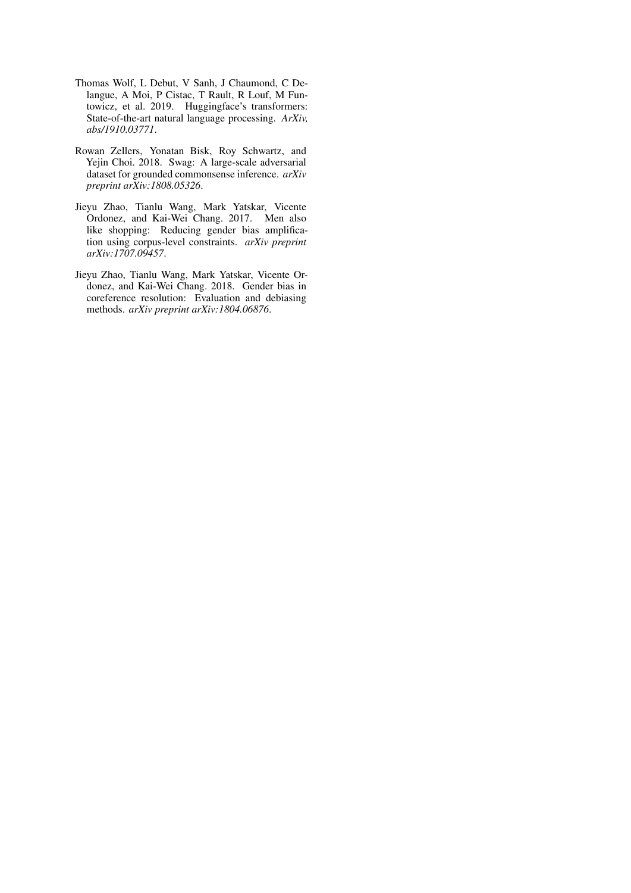Thomas Wolf, L Debut, V Sanh, J Chaumond, C Delangue, A Moi, P Cistac, T Rault, R Louf, M Funtowicz, et al. 2019. Huggingface's transformers: State-of-the-art natural language processing. *ArXiv, abs/1910.03771*.

Rowan Zellers, Yonatan Bisk, Roy Schwartz, and Yejin Choi. 2018. Swag: A large-scale adversarial dataset for grounded commonsense inference. *arXiv preprint arXiv:1808.05326*.

Jieyu Zhao, Tianlu Wang, Mark Yatskar, Vicente Ordonez, and Kai-Wei Chang. 2017. Men also like shopping: Reducing gender bias amplification using corpus-level constraints. *arXiv preprint arXiv:1707.09457*.

Jieyu Zhao, Tianlu Wang, Mark Yatskar, Vicente Ordonez, and Kai-Wei Chang. 2018. Gender bias in coreference resolution: Evaluation and debiasing methods. *arXiv preprint arXiv:1804.06876*.